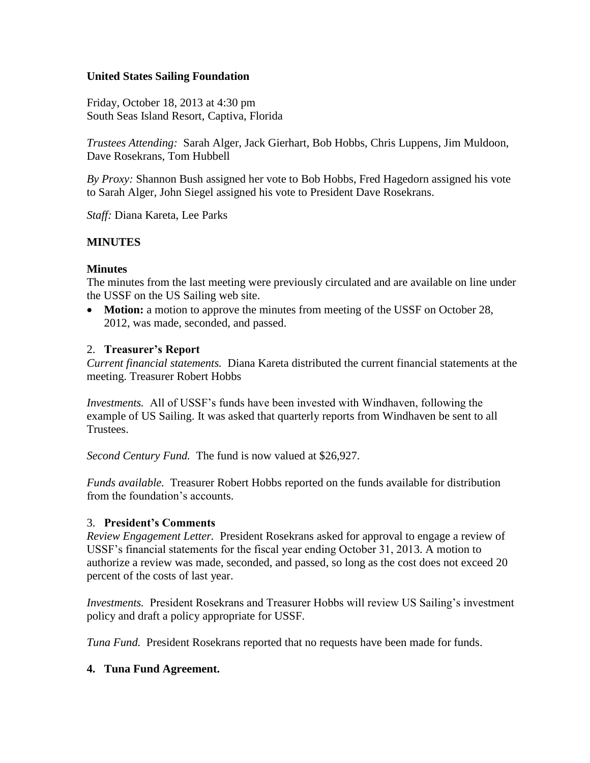**United States Sailing Foundation**

Friday, October 18, 2013 at 4:30 pm
South Seas Island Resort, Captiva, Florida

*Trustees Attending:* Sarah Alger, Jack Gierhart, Bob Hobbs, Chris Luppens, Jim Muldoon, Dave Rosekrans, Tom Hubbell

*By Proxy:* Shannon Bush assigned her vote to Bob Hobbs, Fred Hagedorn assigned his vote to Sarah Alger, John Siegel assigned his vote to President Dave Rosekrans.

*Staff:* Diana Kareta, Lee Parks

## MINUTES

**Minutes**

The minutes from the last meeting were previously circulated and are available on line under the USSF on the US Sailing web site.

- **Motion:** a motion to approve the minutes from meeting of the USSF on October 28, 2012, was made, seconded, and passed.

2. **Treasurer's Report**

*Current financial statements.* Diana Kareta distributed the current financial statements at the meeting. Treasurer Robert Hobbs

*Investments.* All of USSF's funds have been invested with Windhaven, following the example of US Sailing. It was asked that quarterly reports from Windhaven be sent to all Trustees.

*Second Century Fund.* The fund is now valued at $26,927.

*Funds available.* Treasurer Robert Hobbs reported on the funds available for distribution from the foundation's accounts.

3. **President's Comments**

*Review Engagement Letter.* President Rosekrans asked for approval to engage a review of USSF's financial statements for the fiscal year ending October 31, 2013. A motion to authorize a review was made, seconded, and passed, so long as the cost does not exceed 20 percent of the costs of last year.

*Investments.* President Rosekrans and Treasurer Hobbs will review US Sailing's investment policy and draft a policy appropriate for USSF.

*Tuna Fund.* President Rosekrans reported that no requests have been made for funds.

4. **Tuna Fund Agreement.**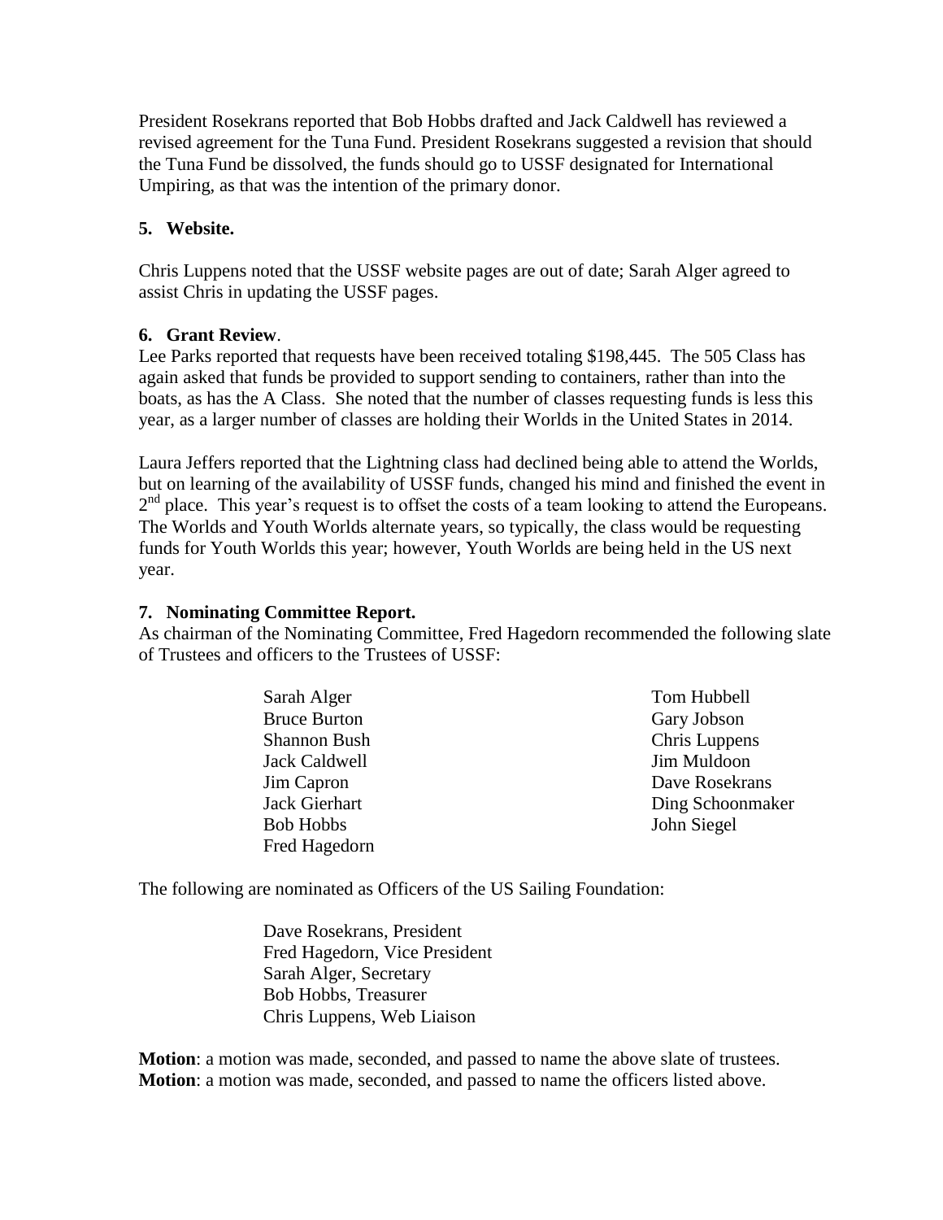President Rosekrans reported that Bob Hobbs drafted and Jack Caldwell has reviewed a revised agreement for the Tuna Fund. President Rosekrans suggested a revision that should the Tuna Fund be dissolved, the funds should go to USSF designated for International Umpiring, as that was the intention of the primary donor.

**5. Website.**

Chris Luppens noted that the USSF website pages are out of date; Sarah Alger agreed to assist Chris in updating the USSF pages.

**6. Grant Review**.

Lee Parks reported that requests have been received totaling $198,445. The 505 Class has again asked that funds be provided to support sending to containers, rather than into the boats, as has the A Class. She noted that the number of classes requesting funds is less this year, as a larger number of classes are holding their Worlds in the United States in 2014.

Laura Jeffers reported that the Lightning class had declined being able to attend the Worlds, but on learning of the availability of USSF funds, changed his mind and finished the event in 2nd place. This year's request is to offset the costs of a team looking to attend the Europeans. The Worlds and Youth Worlds alternate years, so typically, the class would be requesting funds for Youth Worlds this year; however, Youth Worlds are being held in the US next year.

**7. Nominating Committee Report.**

As chairman of the Nominating Committee, Fred Hagedorn recommended the following slate of Trustees and officers to the Trustees of USSF:

Sarah Alger
Bruce Burton
Shannon Bush
Jack Caldwell
Jim Capron
Jack Gierhart
Bob Hobbs
Fred Hagedorn
Tom Hubbell
Gary Jobson
Chris Luppens
Jim Muldoon
Dave Rosekrans
Ding Schoonmaker
John Siegel

The following are nominated as Officers of the US Sailing Foundation:

Dave Rosekrans, President
Fred Hagedorn, Vice President
Sarah Alger, Secretary
Bob Hobbs, Treasurer
Chris Luppens, Web Liaison

**Motion**: a motion was made, seconded, and passed to name the above slate of trustees.
**Motion**: a motion was made, seconded, and passed to name the officers listed above.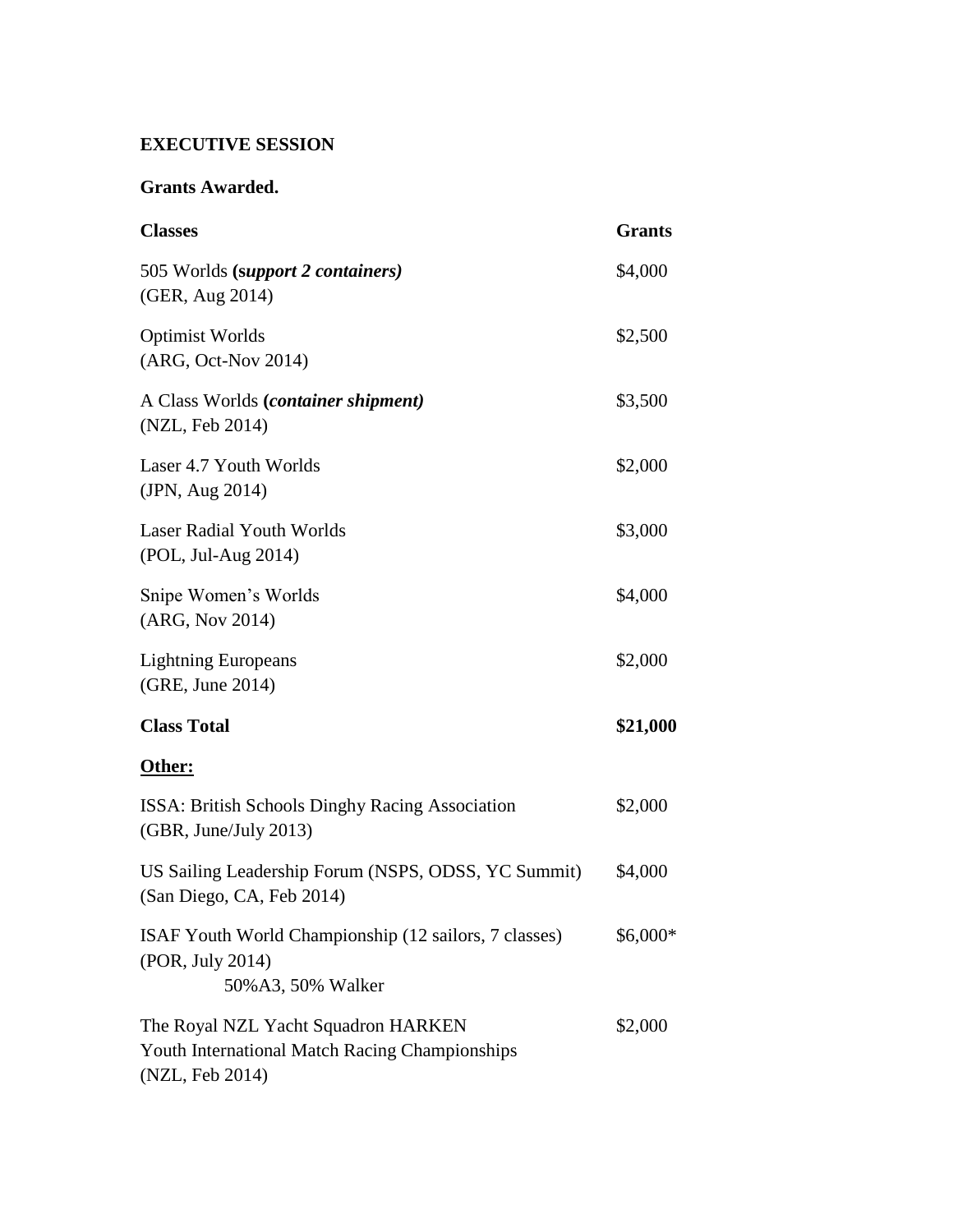**EXECUTIVE SESSION**

**Grants Awarded.**

| **Classes** | **Grants** |
|---|---|
| 505 Worlds **(*support 2 containers)*** (GER, Aug 2014) | $4,000 |
| Optimist Worlds (ARG, Oct-Nov 2014) | $2,500 |
| A Class Worlds **(*container shipment)*** (NZL, Feb 2014) | $3,500 |
| Laser 4.7 Youth Worlds (JPN, Aug 2014) | $2,000 |
| Laser Radial Youth Worlds (POL, Jul-Aug 2014) | $3,000 |
| Snipe Women's Worlds (ARG, Nov 2014) | $4,000 |
| Lightning Europeans (GRE, June 2014) | $2,000 |
| **Class Total** | **$21,000** |
| **<u>Other:</u>** | |
| ISSA: British Schools Dinghy Racing Association (GBR, June/July 2013) | $2,000 |
| US Sailing Leadership Forum (NSPS, ODSS, YC Summit) (San Diego, CA, Feb 2014) | $4,000 |
| ISAF Youth World Championship (12 sailors, 7 classes) (POR, July 2014) 50%A3, 50% Walker | $6,000* |
| The Royal NZL Yacht Squadron HARKEN Youth International Match Racing Championships (NZL, Feb 2014) | $2,000 |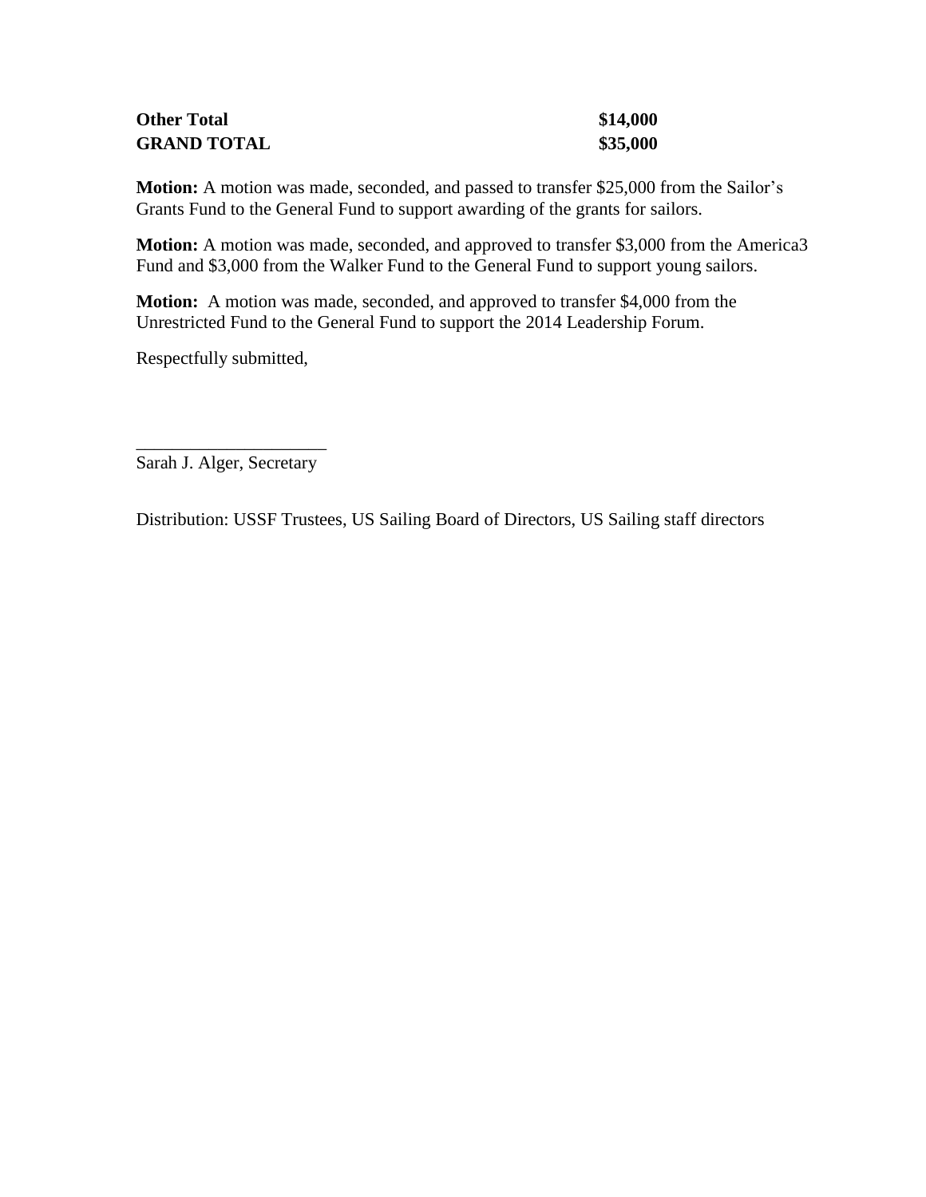| | |
|---|---|
| **Other Total** | **$14,000** |
| **GRAND TOTAL** | **$35,000** |

**Motion:** A motion was made, seconded, and passed to transfer $25,000 from the Sailor's Grants Fund to the General Fund to support awarding of the grants for sailors.

**Motion:** A motion was made, seconded, and approved to transfer $3,000 from the America3 Fund and $3,000 from the Walker Fund to the General Fund to support young sailors.

**Motion:** A motion was made, seconded, and approved to transfer $4,000 from the Unrestricted Fund to the General Fund to support the 2014 Leadership Forum.

Respectfully submitted,

_____________________

Sarah J. Alger, Secretary

Distribution: USSF Trustees, US Sailing Board of Directors, US Sailing staff directors